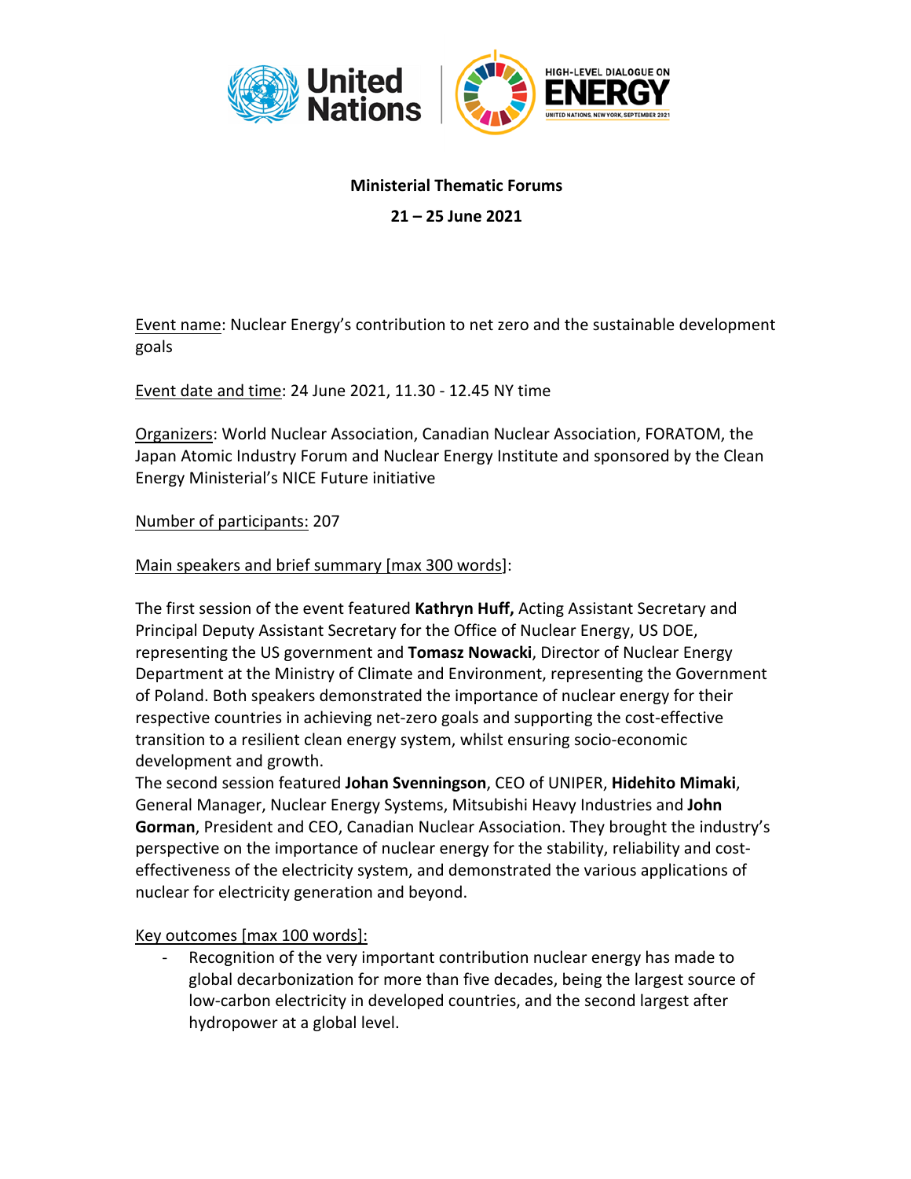**Ministerial Thematic Forums**

**21 – 25 June 2021**

Event name: Nuclear Energy's contribution to net zero and the sustainable development goals

Event date and time: 24 June 2021, 11.30 - 12.45 NY time

Organizers: World Nuclear Association, Canadian Nuclear Association, FORATOM, the Japan Atomic Industry Forum and Nuclear Energy Institute and sponsored by the Clean Energy Ministerial's NICE Future initiative

Number of participants: 207

Main speakers and brief summary [max 300 words]:

The first session of the event featured **Kathryn Huff,** Acting Assistant Secretary and Principal Deputy Assistant Secretary for the Office of Nuclear Energy, US DOE, representing the US government and **Tomasz Nowacki**, Director of Nuclear Energy Department at the Ministry of Climate and Environment, representing the Government of Poland. Both speakers demonstrated the importance of nuclear energy for their respective countries in achieving net-zero goals and supporting the cost-effective transition to a resilient clean energy system, whilst ensuring socio-economic development and growth.
The second session featured **Johan Svenningson**, CEO of UNIPER, **Hidehito Mimaki**, General Manager, Nuclear Energy Systems, Mitsubishi Heavy Industries and **John Gorman**, President and CEO, Canadian Nuclear Association. They brought the industry's perspective on the importance of nuclear energy for the stability, reliability and cost-effectiveness of the electricity system, and demonstrated the various applications of nuclear for electricity generation and beyond.

Key outcomes [max 100 words]:

- Recognition of the very important contribution nuclear energy has made to global decarbonization for more than five decades, being the largest source of low-carbon electricity in developed countries, and the second largest after hydropower at a global level.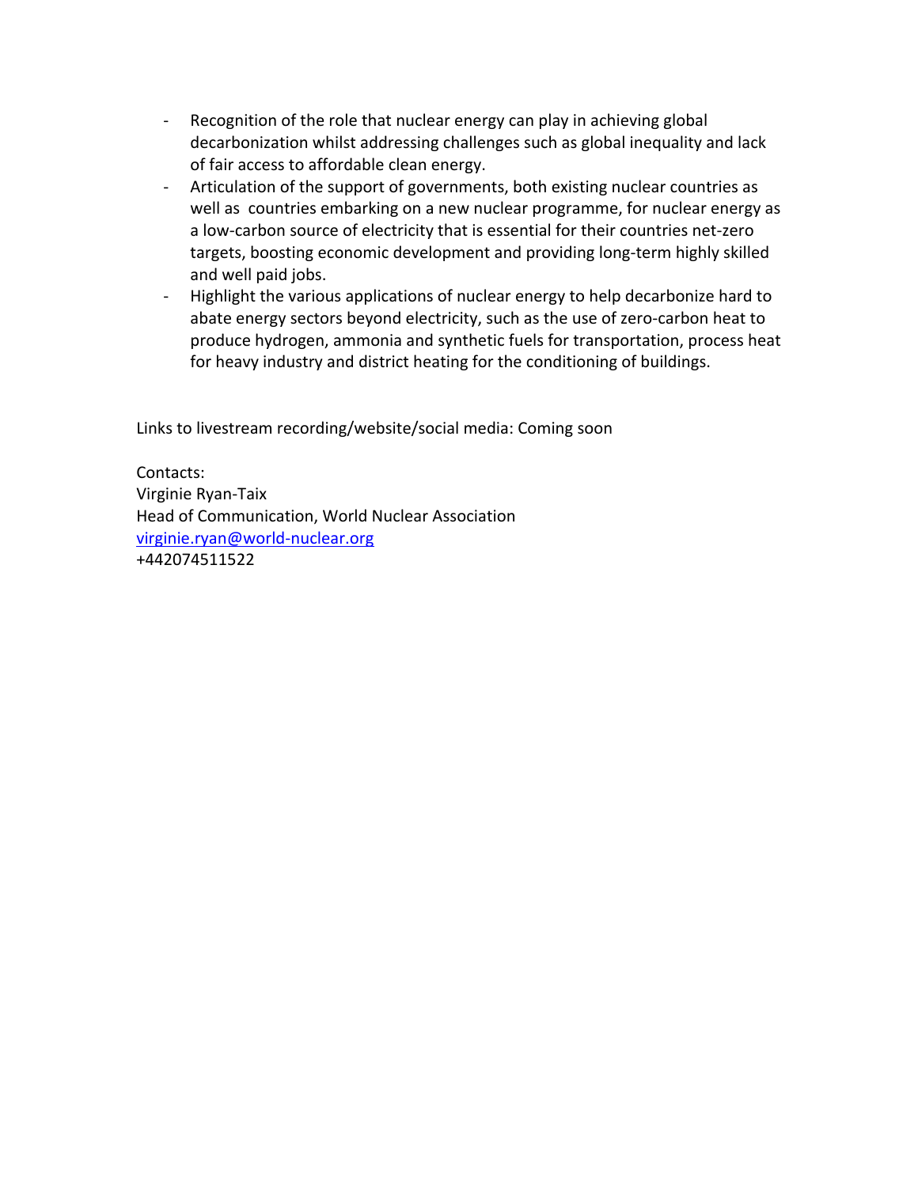- Recognition of the role that nuclear energy can play in achieving global decarbonization whilst addressing challenges such as global inequality and lack of fair access to affordable clean energy.
- Articulation of the support of governments, both existing nuclear countries as well as countries embarking on a new nuclear programme, for nuclear energy as a low-carbon source of electricity that is essential for their countries net-zero targets, boosting economic development and providing long-term highly skilled and well paid jobs.
- Highlight the various applications of nuclear energy to help decarbonize hard to abate energy sectors beyond electricity, such as the use of zero-carbon heat to produce hydrogen, ammonia and synthetic fuels for transportation, process heat for heavy industry and district heating for the conditioning of buildings.

Links to livestream recording/website/social media: Coming soon

Contacts:
Virginie Ryan-Taix
Head of Communication, World Nuclear Association
[virginie.ryan@world-nuclear.org](mailto:virginie.ryan@world-nuclear.org)
+442074511522